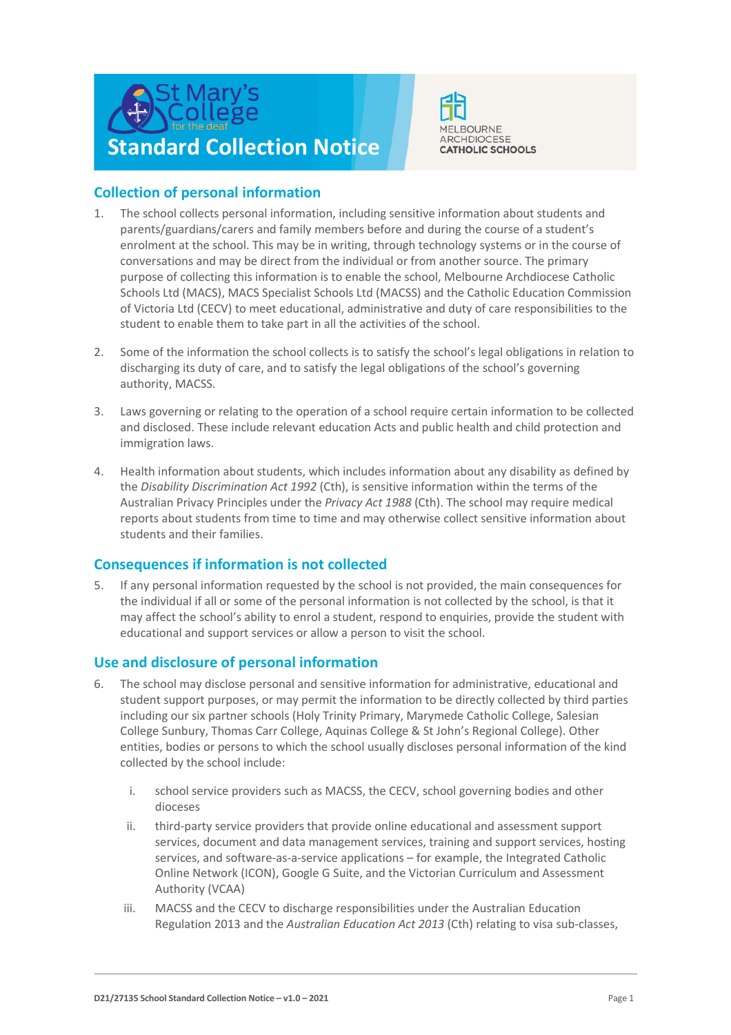St Mary's College for the deaf

# Standard Collection Notice

MELBOURNE ARCHDIOCESE CATHOLIC SCHOOLS

## Collection of personal information

1. The school collects personal information, including sensitive information about students and parents/guardians/carers and family members before and during the course of a student's enrolment at the school. This may be in writing, through technology systems or in the course of conversations and may be direct from the individual or from another source. The primary purpose of collecting this information is to enable the school, Melbourne Archdiocese Catholic Schools Ltd (MACS), MACS Specialist Schools Ltd (MACSS) and the Catholic Education Commission of Victoria Ltd (CECV) to meet educational, administrative and duty of care responsibilities to the student to enable them to take part in all the activities of the school.

2. Some of the information the school collects is to satisfy the school's legal obligations in relation to discharging its duty of care, and to satisfy the legal obligations of the school's governing authority, MACSS.

3. Laws governing or relating to the operation of a school require certain information to be collected and disclosed. These include relevant education Acts and public health and child protection and immigration laws.

4. Health information about students, which includes information about any disability as defined by the *Disability Discrimination Act 1992* (Cth), is sensitive information within the terms of the Australian Privacy Principles under the *Privacy Act 1988* (Cth). The school may require medical reports about students from time to time and may otherwise collect sensitive information about students and their families.

## Consequences if information is not collected

5. If any personal information requested by the school is not provided, the main consequences for the individual if all or some of the personal information is not collected by the school, is that it may affect the school's ability to enrol a student, respond to enquiries, provide the student with educational and support services or allow a person to visit the school.

## Use and disclosure of personal information

6. The school may disclose personal and sensitive information for administrative, educational and student support purposes, or may permit the information to be directly collected by third parties including our six partner schools (Holy Trinity Primary, Marymede Catholic College, Salesian College Sunbury, Thomas Carr College, Aquinas College & St John's Regional College). Other entities, bodies or persons to which the school usually discloses personal information of the kind collected by the school include:

   i. school service providers such as MACSS, the CECV, school governing bodies and other dioceses
   
   ii. third-party service providers that provide online educational and assessment support services, document and data management services, training and support services, hosting services, and software-as-a-service applications – for example, the Integrated Catholic Online Network (ICON), Google G Suite, and the Victorian Curriculum and Assessment Authority (VCAA)
   
   iii. MACSS and the CECV to discharge responsibilities under the Australian Education Regulation 2013 and the *Australian Education Act 2013* (Cth) relating to visa sub-classes,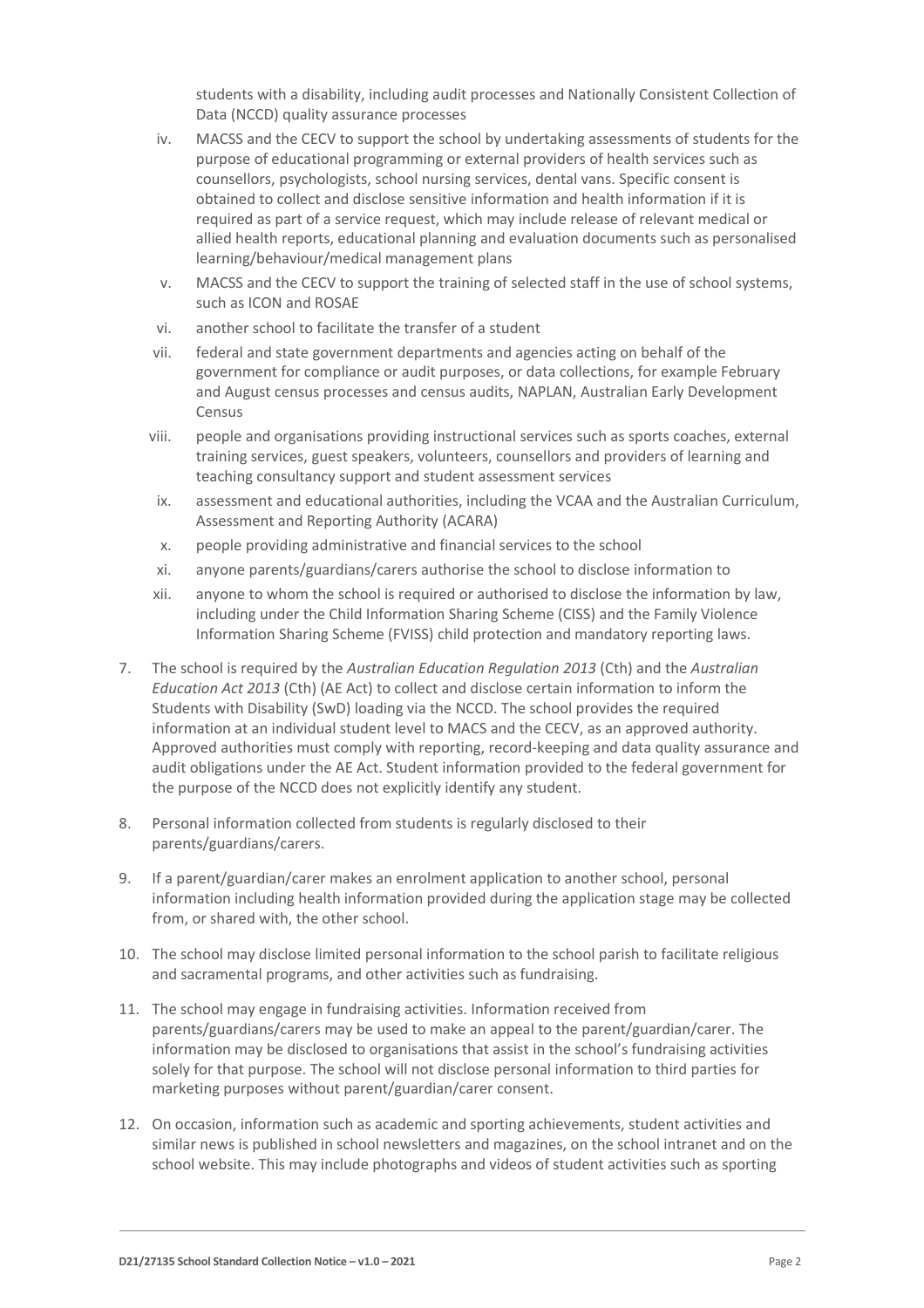students with a disability, including audit processes and Nationally Consistent Collection of Data (NCCD) quality assurance processes

iv. MACSS and the CECV to support the school by undertaking assessments of students for the purpose of educational programming or external providers of health services such as counsellors, psychologists, school nursing services, dental vans. Specific consent is obtained to collect and disclose sensitive information and health information if it is required as part of a service request, which may include release of relevant medical or allied health reports, educational planning and evaluation documents such as personalised learning/behaviour/medical management plans

v. MACSS and the CECV to support the training of selected staff in the use of school systems, such as ICON and ROSAE

vi. another school to facilitate the transfer of a student

vii. federal and state government departments and agencies acting on behalf of the government for compliance or audit purposes, or data collections, for example February and August census processes and census audits, NAPLAN, Australian Early Development Census

viii. people and organisations providing instructional services such as sports coaches, external training services, guest speakers, volunteers, counsellors and providers of learning and teaching consultancy support and student assessment services

ix. assessment and educational authorities, including the VCAA and the Australian Curriculum, Assessment and Reporting Authority (ACARA)

x. people providing administrative and financial services to the school

xi. anyone parents/guardians/carers authorise the school to disclose information to

xii. anyone to whom the school is required or authorised to disclose the information by law, including under the Child Information Sharing Scheme (CISS) and the Family Violence Information Sharing Scheme (FVISS) child protection and mandatory reporting laws.

7. The school is required by the *Australian Education Regulation 2013* (Cth) and the *Australian Education Act 2013* (Cth) (AE Act) to collect and disclose certain information to inform the Students with Disability (SwD) loading via the NCCD. The school provides the required information at an individual student level to MACS and the CECV, as an approved authority. Approved authorities must comply with reporting, record-keeping and data quality assurance and audit obligations under the AE Act. Student information provided to the federal government for the purpose of the NCCD does not explicitly identify any student.

8. Personal information collected from students is regularly disclosed to their parents/guardians/carers.

9. If a parent/guardian/carer makes an enrolment application to another school, personal information including health information provided during the application stage may be collected from, or shared with, the other school.

10. The school may disclose limited personal information to the school parish to facilitate religious and sacramental programs, and other activities such as fundraising.

11. The school may engage in fundraising activities. Information received from parents/guardians/carers may be used to make an appeal to the parent/guardian/carer. The information may be disclosed to organisations that assist in the school's fundraising activities solely for that purpose. The school will not disclose personal information to third parties for marketing purposes without parent/guardian/carer consent.

12. On occasion, information such as academic and sporting achievements, student activities and similar news is published in school newsletters and magazines, on the school intranet and on the school website. This may include photographs and videos of student activities such as sporting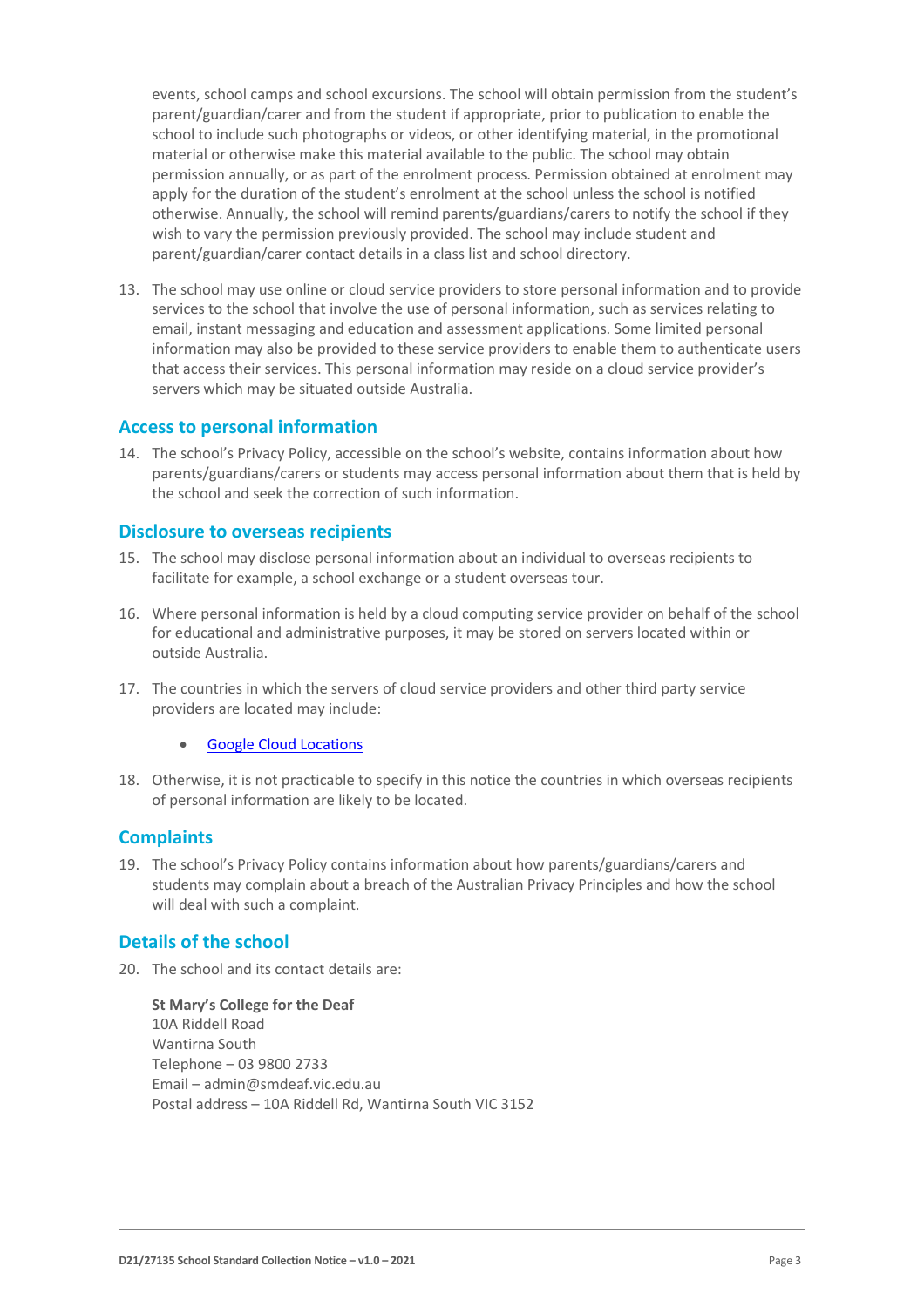events, school camps and school excursions. The school will obtain permission from the student's parent/guardian/carer and from the student if appropriate, prior to publication to enable the school to include such photographs or videos, or other identifying material, in the promotional material or otherwise make this material available to the public. The school may obtain permission annually, or as part of the enrolment process. Permission obtained at enrolment may apply for the duration of the student's enrolment at the school unless the school is notified otherwise. Annually, the school will remind parents/guardians/carers to notify the school if they wish to vary the permission previously provided. The school may include student and parent/guardian/carer contact details in a class list and school directory.

13. The school may use online or cloud service providers to store personal information and to provide services to the school that involve the use of personal information, such as services relating to email, instant messaging and education and assessment applications. Some limited personal information may also be provided to these service providers to enable them to authenticate users that access their services. This personal information may reside on a cloud service provider's servers which may be situated outside Australia.

## Access to personal information

14. The school's Privacy Policy, accessible on the school's website, contains information about how parents/guardians/carers or students may access personal information about them that is held by the school and seek the correction of such information.

## Disclosure to overseas recipients

15. The school may disclose personal information about an individual to overseas recipients to facilitate for example, a school exchange or a student overseas tour.

16. Where personal information is held by a cloud computing service provider on behalf of the school for educational and administrative purposes, it may be stored on servers located within or outside Australia.

17. The countries in which the servers of cloud service providers and other third party service providers are located may include:

    - Google Cloud Locations

18. Otherwise, it is not practicable to specify in this notice the countries in which overseas recipients of personal information are likely to be located.

## Complaints

19. The school's Privacy Policy contains information about how parents/guardians/carers and students may complain about a breach of the Australian Privacy Principles and how the school will deal with such a complaint.

## Details of the school

20. The school and its contact details are:

    **St Mary's College for the Deaf**
    10A Riddell Road
    Wantirna South
    Telephone – 03 9800 2733
    Email – admin@smdeaf.vic.edu.au
    Postal address – 10A Riddell Rd, Wantirna South VIC 3152